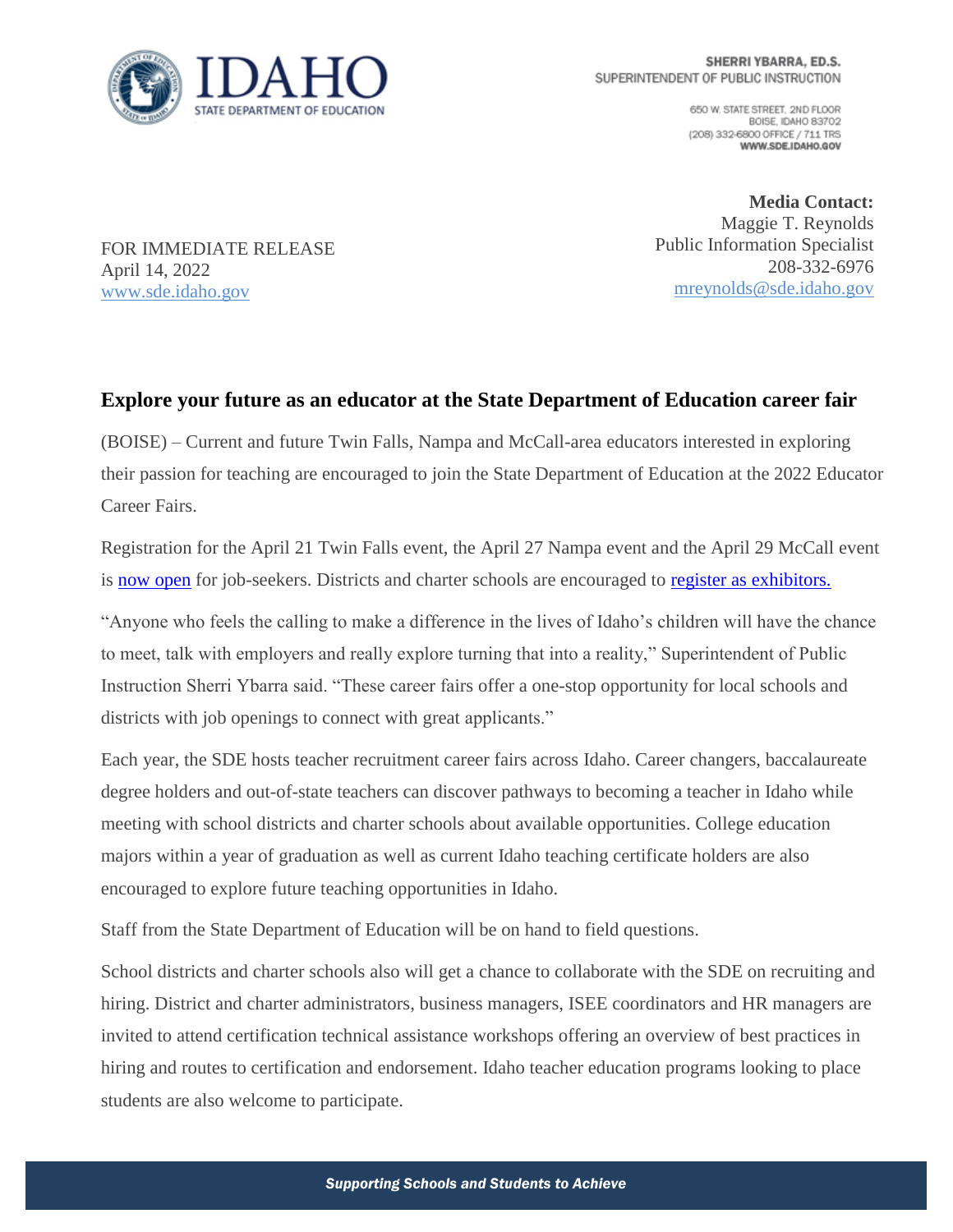IDAHO STATE DEPARTMENT OF EDUCATION

**SHERRI YBARRA, ED.S.**
SUPERINTENDENT OF PUBLIC INSTRUCTION

650 W. STATE STREET, 2ND FLOOR
BOISE, IDAHO 83702
(208) 332-6800 OFFICE / 711 TRS
**WWW.SDE.IDAHO.GOV**

**Media Contact:**
Maggie T. Reynolds
Public Information Specialist
208-332-6976
mreynolds@sde.idaho.gov

FOR IMMEDIATE RELEASE
April 14, 2022
www.sde.idaho.gov

## Explore your future as an educator at the State Department of Education career fair

(BOISE) – Current and future Twin Falls, Nampa and McCall-area educators interested in exploring their passion for teaching are encouraged to join the State Department of Education at the 2022 Educator Career Fairs.

Registration for the April 21 Twin Falls event, the April 27 Nampa event and the April 29 McCall event is now open for job-seekers. Districts and charter schools are encouraged to register as exhibitors.

"Anyone who feels the calling to make a difference in the lives of Idaho's children will have the chance to meet, talk with employers and really explore turning that into a reality," Superintendent of Public Instruction Sherri Ybarra said. "These career fairs offer a one-stop opportunity for local schools and districts with job openings to connect with great applicants."

Each year, the SDE hosts teacher recruitment career fairs across Idaho. Career changers, baccalaureate degree holders and out-of-state teachers can discover pathways to becoming a teacher in Idaho while meeting with school districts and charter schools about available opportunities. College education majors within a year of graduation as well as current Idaho teaching certificate holders are also encouraged to explore future teaching opportunities in Idaho.

Staff from the State Department of Education will be on hand to field questions.

School districts and charter schools also will get a chance to collaborate with the SDE on recruiting and hiring. District and charter administrators, business managers, ISEE coordinators and HR managers are invited to attend certification technical assistance workshops offering an overview of best practices in hiring and routes to certification and endorsement. Idaho teacher education programs looking to place students are also welcome to participate.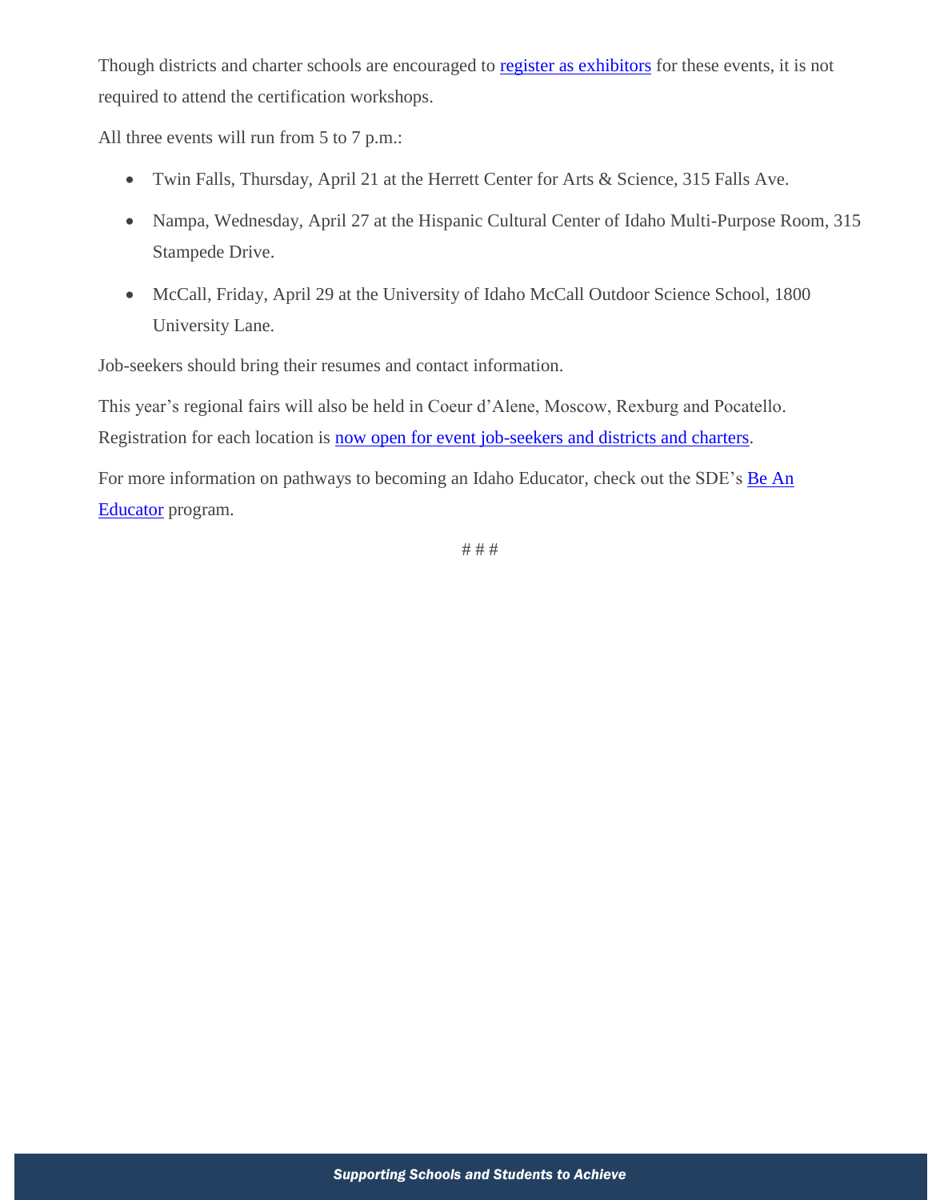Though districts and charter schools are encouraged to [register as exhibitors] for these events, it is not required to attend the certification workshops.

All three events will run from 5 to 7 p.m.:

- Twin Falls, Thursday, April 21 at the Herrett Center for Arts & Science, 315 Falls Ave.
- Nampa, Wednesday, April 27 at the Hispanic Cultural Center of Idaho Multi-Purpose Room, 315 Stampede Drive.
- McCall, Friday, April 29 at the University of Idaho McCall Outdoor Science School, 1800 University Lane.

Job-seekers should bring their resumes and contact information.

This year's regional fairs will also be held in Coeur d'Alene, Moscow, Rexburg and Pocatello. Registration for each location is [now open for event job-seekers and districts and charters].

For more information on pathways to becoming an Idaho Educator, check out the SDE's [Be An Educator] program.

# # #